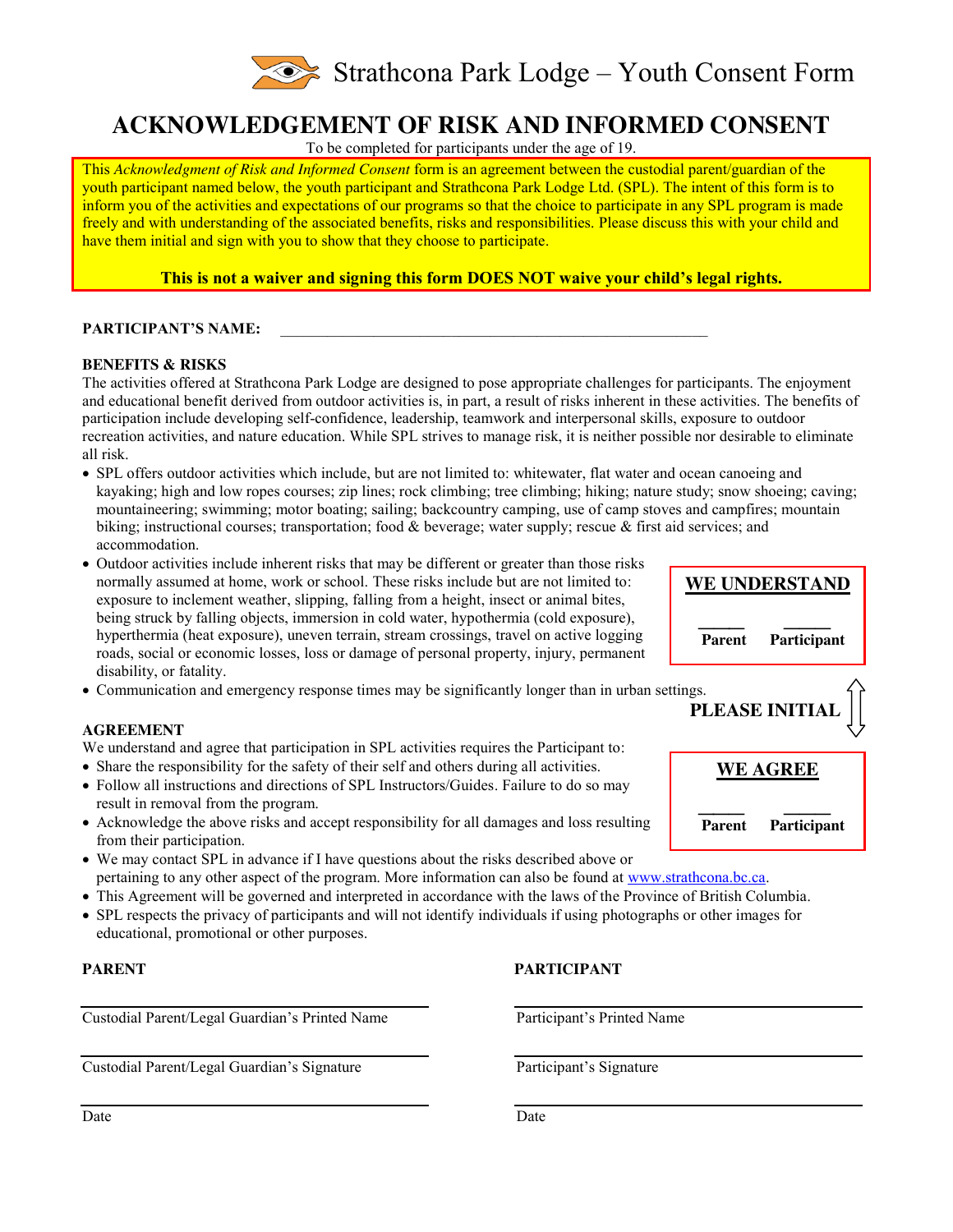# Strathcona Park Lodge – Youth Consent Form

## ACKNOWLEDGEMENT OF RISK AND INFORMED CONSENT

To be completed for participants under the age of 19.

This *Acknowledgment of Risk and Informed Consent* form is an agreement between the custodial parent/guardian of the youth participant named below, the youth participant and Strathcona Park Lodge Ltd. (SPL). The intent of this form is to inform you of the activities and expectations of our programs so that the choice to participate in any SPL program is made freely and with understanding of the associated benefits, risks and responsibilities. Please discuss this with your child and have them initial and sign with you to show that they choose to participate.

**This is not a waiver and signing this form DOES NOT waive your child's legal rights.**

**PARTICIPANT'S NAME:** ______________________________________________

**BENEFITS & RISKS**

The activities offered at Strathcona Park Lodge are designed to pose appropriate challenges for participants. The enjoyment and educational benefit derived from outdoor activities is, in part, a result of risks inherent in these activities. The benefits of participation include developing self-confidence, leadership, teamwork and interpersonal skills, exposure to outdoor recreation activities, and nature education. While SPL strives to manage risk, it is neither possible nor desirable to eliminate all risk.

- SPL offers outdoor activities which include, but are not limited to: whitewater, flat water and ocean canoeing and kayaking; high and low ropes courses; zip lines; rock climbing; tree climbing; hiking; nature study; snow shoeing; caving; mountaineering; swimming; motor boating; sailing; backcountry camping, use of camp stoves and campfires; mountain biking; instructional courses; transportation; food & beverage; water supply; rescue & first aid services; and accommodation.
- Outdoor activities include inherent risks that may be different or greater than those risks normally assumed at home, work or school. These risks include but are not limited to: exposure to inclement weather, slipping, falling from a height, insect or animal bites, being struck by falling objects, immersion in cold water, hypothermia (cold exposure), hyperthermia (heat exposure), uneven terrain, stream crossings, travel on active logging roads, social or economic losses, loss or damage of personal property, injury, permanent disability, or fatality.
- Communication and emergency response times may be significantly longer than in urban settings.

**WE UNDERSTAND**

_____ **Parent** _____ **Participant**

**PLEASE INITIAL**

**AGREEMENT**

We understand and agree that participation in SPL activities requires the Participant to:

- Share the responsibility for the safety of their self and others during all activities.
- Follow all instructions and directions of SPL Instructors/Guides. Failure to do so may result in removal from the program.
- Acknowledge the above risks and accept responsibility for all damages and loss resulting from their participation.
- We may contact SPL in advance if I have questions about the risks described above or pertaining to any other aspect of the program. More information can also be found at www.strathcona.bc.ca.
- This Agreement will be governed and interpreted in accordance with the laws of the Province of British Columbia.
- SPL respects the privacy of participants and will not identify individuals if using photographs or other images for educational, promotional or other purposes.

**WE AGREE**

_____ **Parent** _____ **Participant**

**PARENT**

______________________________________
Custodial Parent/Legal Guardian's Printed Name

______________________________________
Custodial Parent/Legal Guardian's Signature

______________________________________
Date

**PARTICIPANT**

______________________________________
Participant's Printed Name

______________________________________
Participant's Signature

______________________________________
Date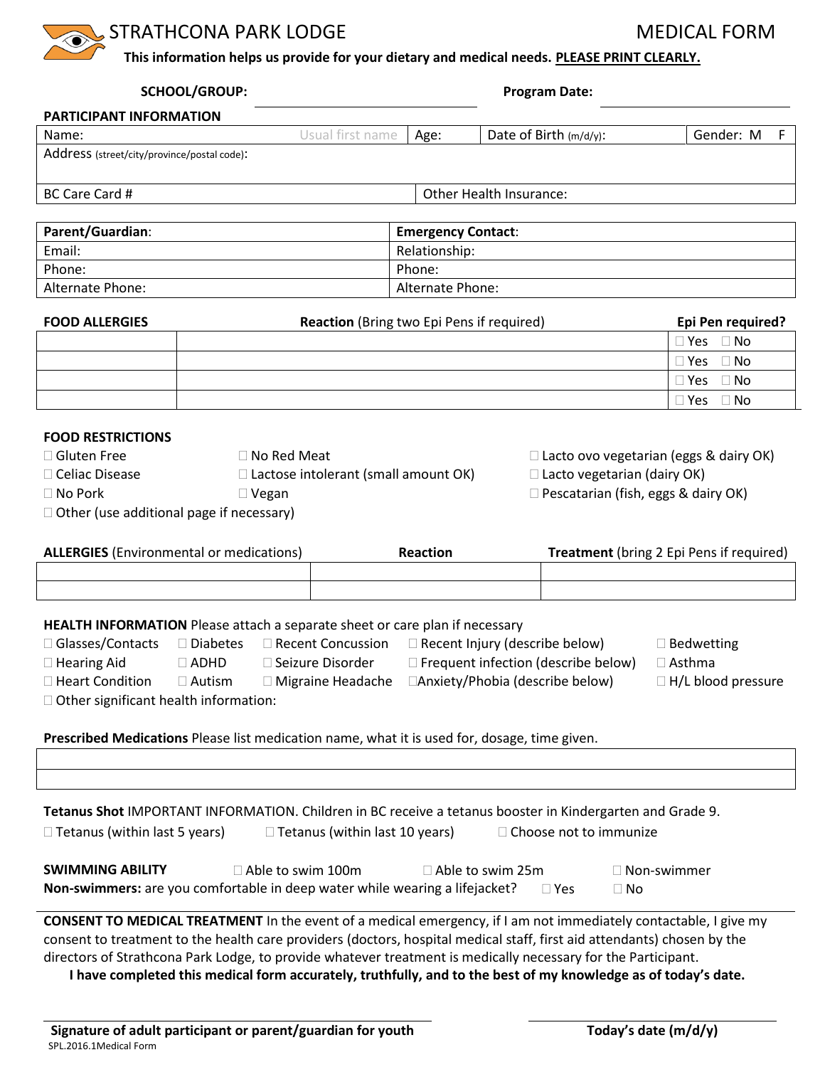# STRATHCONA PARK LODGE

# MEDICAL FORM

**This information helps us provide for your dietary and medical needs. PLEASE PRINT CLEARLY.**

**SCHOOL/GROUP:** \_\_\_\_\_\_\_\_\_\_\_\_\_\_\_\_\_\_\_\_ **Program Date:** \_\_\_\_\_\_\_\_\_\_\_\_\_\_\_\_\_\_\_\_

**PARTICIPANT INFORMATION**

| | | | | |
|---|---|---|---|---|
| Name: | Usual first name | Age: | Date of Birth (m/d/y): | Gender: M F |
| Address (street/city/province/postal code): | | | | |
| BC Care Card # | | Other Health Insurance: | | |

| | |
|---|---|
| **Parent/Guardian**: | **Emergency Contact**: |
| Email: | Relationship: |
| Phone: | Phone: |
| Alternate Phone: | Alternate Phone: |

| **FOOD ALLERGIES** | **Reaction** (Bring two Epi Pens if required) | **Epi Pen required?** |
|---|---|---|
| | | ☐ Yes ☐ No |
| | | ☐ Yes ☐ No |
| | | ☐ Yes ☐ No |
| | | ☐ Yes ☐ No |

**FOOD RESTRICTIONS**

- ☐ Gluten Free
- ☐ Celiac Disease
- ☐ No Pork
- ☐ No Red Meat
- ☐ Lactose intolerant (small amount OK)
- ☐ Vegan
- ☐ Lacto ovo vegetarian (eggs & dairy OK)
- ☐ Lacto vegetarian (dairy OK)
- ☐ Pescatarian (fish, eggs & dairy OK)
- ☐ Other (use additional page if necessary)

| **ALLERGIES** (Environmental or medications) | **Reaction** | **Treatment** (bring 2 Epi Pens if required) |
|---|---|---|
| | | |
| | | |

**HEALTH INFORMATION** Please attach a separate sheet or care plan if necessary

- ☐ Glasses/Contacts
- ☐ Hearing Aid
- ☐ Heart Condition
- ☐ Diabetes
- ☐ ADHD
- ☐ Autism
- ☐ Recent Concussion
- ☐ Seizure Disorder
- ☐ Migraine Headache
- ☐ Recent Injury (describe below)
- ☐ Frequent infection (describe below)
- ☐ Anxiety/Phobia (describe below)
- ☐ Bedwetting
- ☐ Asthma
- ☐ H/L blood pressure
- ☐ Other significant health information:

**Prescribed Medications** Please list medication name, what it is used for, dosage, time given.

| |
|---|
| |
| |

**Tetanus Shot** IMPORTANT INFORMATION. Children in BC receive a tetanus booster in Kindergarten and Grade 9.

☐ Tetanus (within last 5 years) ☐ Tetanus (within last 10 years) ☐ Choose not to immunize

**SWIMMING ABILITY** ☐ Able to swim 100m ☐ Able to swim 25m ☐ Non-swimmer

**Non-swimmers:** are you comfortable in deep water while wearing a lifejacket? ☐ Yes ☐ No

**CONSENT TO MEDICAL TREATMENT** In the event of a medical emergency, if I am not immediately contactable, I give my consent to treatment to the health care providers (doctors, hospital medical staff, first aid attendants) chosen by the directors of Strathcona Park Lodge, to provide whatever treatment is medically necessary for the Participant.

**I have completed this medical form accurately, truthfully, and to the best of my knowledge as of today's date.**

\_\_\_\_\_\_\_\_\_\_\_\_\_\_\_\_\_\_\_\_\_\_\_\_\_\_\_\_\_\_\_\_\_\_\_\_\_\_\_\_\_\_\_\_

**Signature of adult participant or parent/guardian for youth**

\_\_\_\_\_\_\_\_\_\_\_\_\_\_\_\_\_\_\_\_\_\_\_\_\_\_\_\_\_\_

**Today's date (m/d/y)**

SPL.2016.1Medical Form